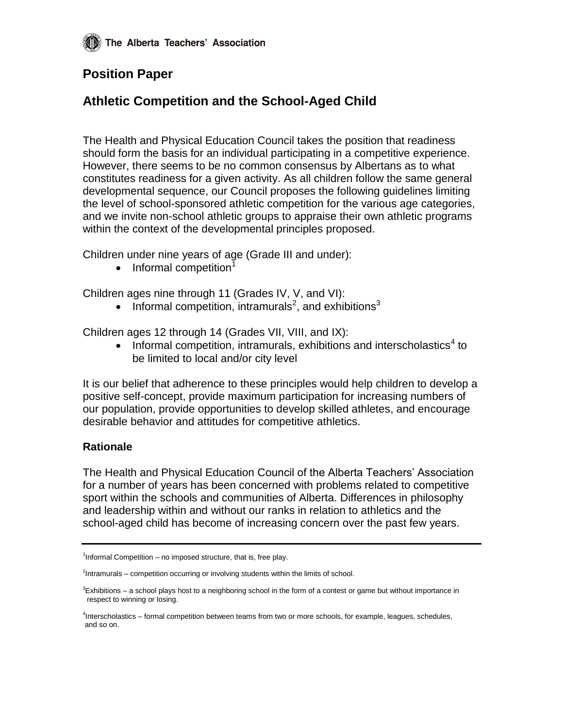The Alberta Teachers' Association

# Position Paper

# Athletic Competition and the School-Aged Child

The Health and Physical Education Council takes the position that readiness should form the basis for an individual participating in a competitive experience. However, there seems to be no common consensus by Albertans as to what constitutes readiness for a given activity. As all children follow the same general developmental sequence, our Council proposes the following guidelines limiting the level of school-sponsored athletic competition for the various age categories, and we invite non-school athletic groups to appraise their own athletic programs within the context of the developmental principles proposed.

Children under nine years of age (Grade III and under):

- Informal competition[1]

Children ages nine through 11 (Grades IV, V, and VI):

- Informal competition, intramurals[2], and exhibitions[3]

Children ages 12 through 14 (Grades VII, VIII, and IX):

- Informal competition, intramurals, exhibitions and interscholastics[4] to be limited to local and/or city level

It is our belief that adherence to these principles would help children to develop a positive self-concept, provide maximum participation for increasing numbers of our population, provide opportunities to develop skilled athletes, and encourage desirable behavior and attitudes for competitive athletics.

## Rationale

The Health and Physical Education Council of the Alberta Teachers' Association for a number of years has been concerned with problems related to competitive sport within the schools and communities of Alberta. Differences in philosophy and leadership within and without our ranks in relation to athletics and the school-aged child has become of increasing concern over the past few years.

---

[1] Informal Competition – no imposed structure, that is, free play.

[2] Intramurals – competition occurring or involving students within the limits of school.

[3] Exhibitions – a school plays host to a neighboring school in the form of a contest or game but without importance in respect to winning or losing.

[4] Interscholastics – formal competition between teams from two or more schools, for example, leagues, schedules, and so on.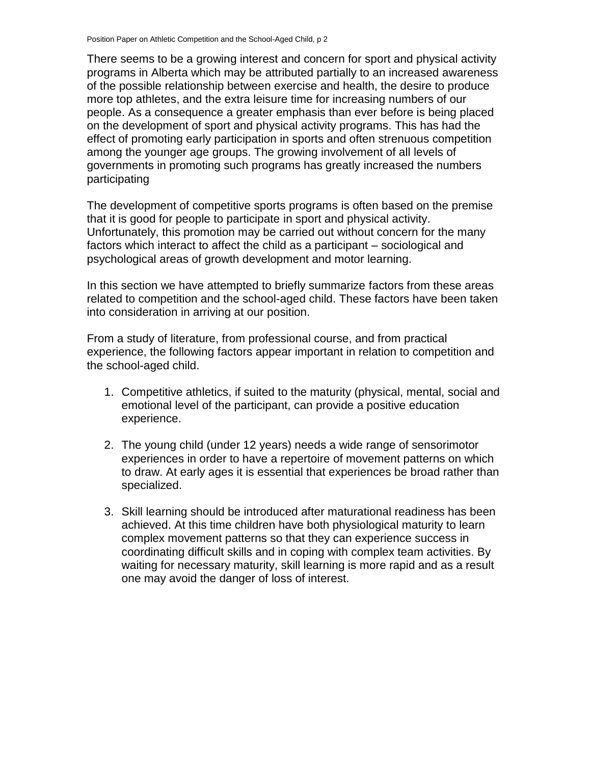There seems to be a growing interest and concern for sport and physical activity programs in Alberta which may be attributed partially to an increased awareness of the possible relationship between exercise and health, the desire to produce more top athletes, and the extra leisure time for increasing numbers of our people. As a consequence a greater emphasis than ever before is being placed on the development of sport and physical activity programs. This has had the effect of promoting early participation in sports and often strenuous competition among the younger age groups. The growing involvement of all levels of governments in promoting such programs has greatly increased the numbers participating

The development of competitive sports programs is often based on the premise that it is good for people to participate in sport and physical activity. Unfortunately, this promotion may be carried out without concern for the many factors which interact to affect the child as a participant – sociological and psychological areas of growth development and motor learning.

In this section we have attempted to briefly summarize factors from these areas related to competition and the school-aged child. These factors have been taken into consideration in arriving at our position.

From a study of literature, from professional course, and from practical experience, the following factors appear important in relation to competition and the school-aged child.

1. Competitive athletics, if suited to the maturity (physical, mental, social and emotional level of the participant, can provide a positive education experience.

2. The young child (under 12 years) needs a wide range of sensorimotor experiences in order to have a repertoire of movement patterns on which to draw. At early ages it is essential that experiences be broad rather than specialized.

3. Skill learning should be introduced after maturational readiness has been achieved. At this time children have both physiological maturity to learn complex movement patterns so that they can experience success in coordinating difficult skills and in coping with complex team activities. By waiting for necessary maturity, skill learning is more rapid and as a result one may avoid the danger of loss of interest.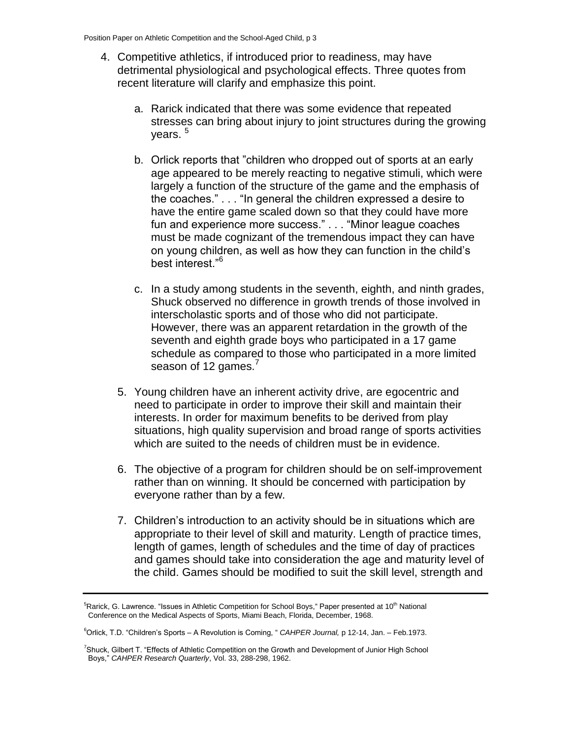4. Competitive athletics, if introduced prior to readiness, may have detrimental physiological and psychological effects. Three quotes from recent literature will clarify and emphasize this point.

    a. Rarick indicated that there was some evidence that repeated stresses can bring about injury to joint structures during the growing years. [5]

    b. Orlick reports that "children who dropped out of sports at an early age appeared to be merely reacting to negative stimuli, which were largely a function of the structure of the game and the emphasis of the coaches." . . . "In general the children expressed a desire to have the entire game scaled down so that they could have more fun and experience more success." . . . "Minor league coaches must be made cognizant of the tremendous impact they can have on young children, as well as how they can function in the child's best interest."[6]

    c. In a study among students in the seventh, eighth, and ninth grades, Shuck observed no difference in growth trends of those involved in interscholastic sports and of those who did not participate. However, there was an apparent retardation in the growth of the seventh and eighth grade boys who participated in a 17 game schedule as compared to those who participated in a more limited season of 12 games.[7]

5. Young children have an inherent activity drive, are egocentric and need to participate in order to improve their skill and maintain their interests. In order for maximum benefits to be derived from play situations, high quality supervision and broad range of sports activities which are suited to the needs of children must be in evidence.

6. The objective of a program for children should be on self-improvement rather than on winning. It should be concerned with participation by everyone rather than by a few.

7. Children's introduction to an activity should be in situations which are appropriate to their level of skill and maturity. Length of practice times, length of games, length of schedules and the time of day of practices and games should take into consideration the age and maturity level of the child. Games should be modified to suit the skill level, strength and

---

[5] Rarick, G. Lawrence. "Issues in Athletic Competition for School Boys," Paper presented at 10th National Conference on the Medical Aspects of Sports, Miami Beach, Florida, December, 1968.

[6] Orlick, T.D. "Children's Sports – A Revolution is Coming, " *CAHPER Journal,* p 12-14, Jan. – Feb.1973.

[7] Shuck, Gilbert T. "Effects of Athletic Competition on the Growth and Development of Junior High School Boys," *CAHPER Research Quarterly*, Vol. 33, 288-298, 1962.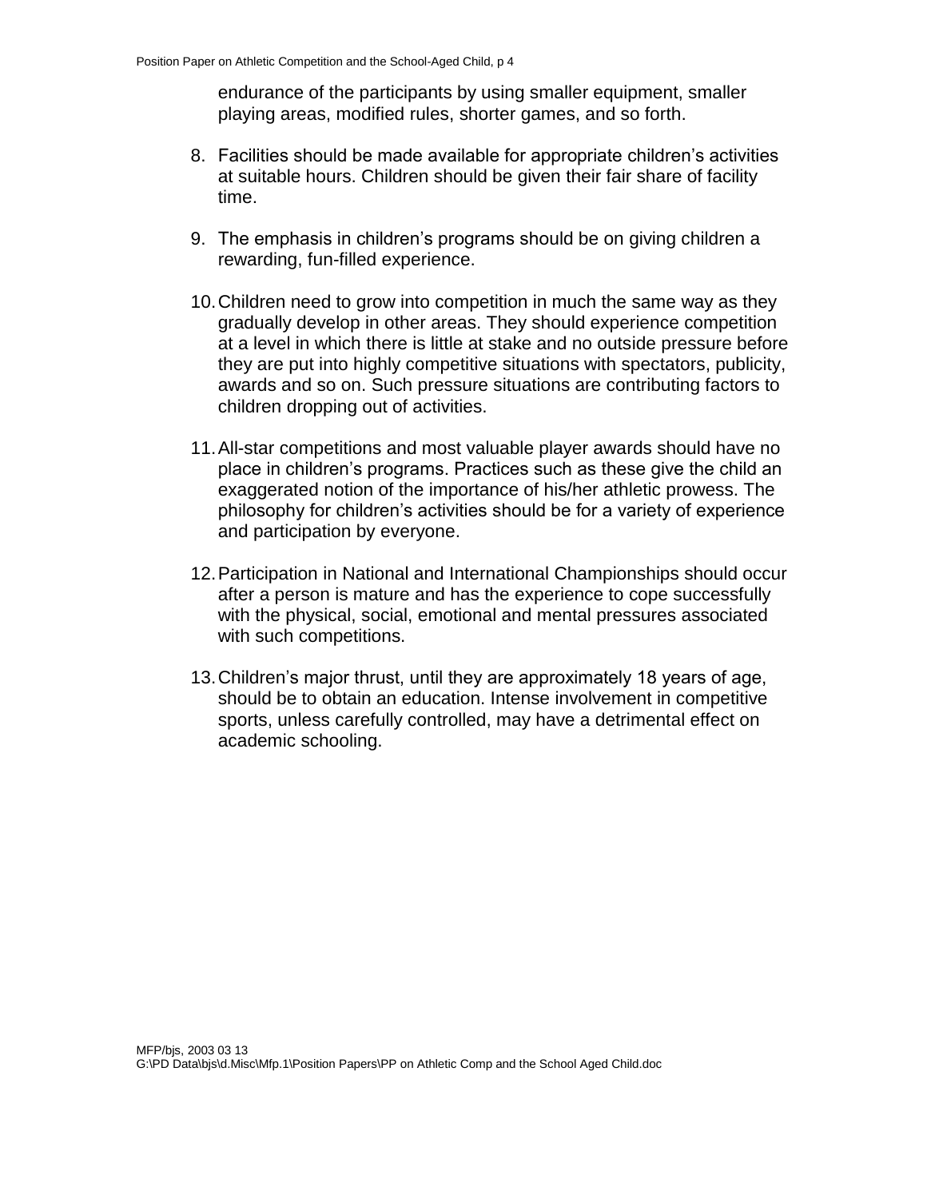endurance of the participants by using smaller equipment, smaller playing areas, modified rules, shorter games, and so forth.

8. Facilities should be made available for appropriate children's activities at suitable hours. Children should be given their fair share of facility time.

9. The emphasis in children's programs should be on giving children a rewarding, fun-filled experience.

10. Children need to grow into competition in much the same way as they gradually develop in other areas. They should experience competition at a level in which there is little at stake and no outside pressure before they are put into highly competitive situations with spectators, publicity, awards and so on. Such pressure situations are contributing factors to children dropping out of activities.

11. All-star competitions and most valuable player awards should have no place in children's programs. Practices such as these give the child an exaggerated notion of the importance of his/her athletic prowess. The philosophy for children's activities should be for a variety of experience and participation by everyone.

12. Participation in National and International Championships should occur after a person is mature and has the experience to cope successfully with the physical, social, emotional and mental pressures associated with such competitions.

13. Children's major thrust, until they are approximately 18 years of age, should be to obtain an education. Intense involvement in competitive sports, unless carefully controlled, may have a detrimental effect on academic schooling.

MFP/bjs, 2003 03 13
G:\PD Data\bjs\d.Misc\Mfp.1\Position Papers\PP on Athletic Comp and the School Aged Child.doc